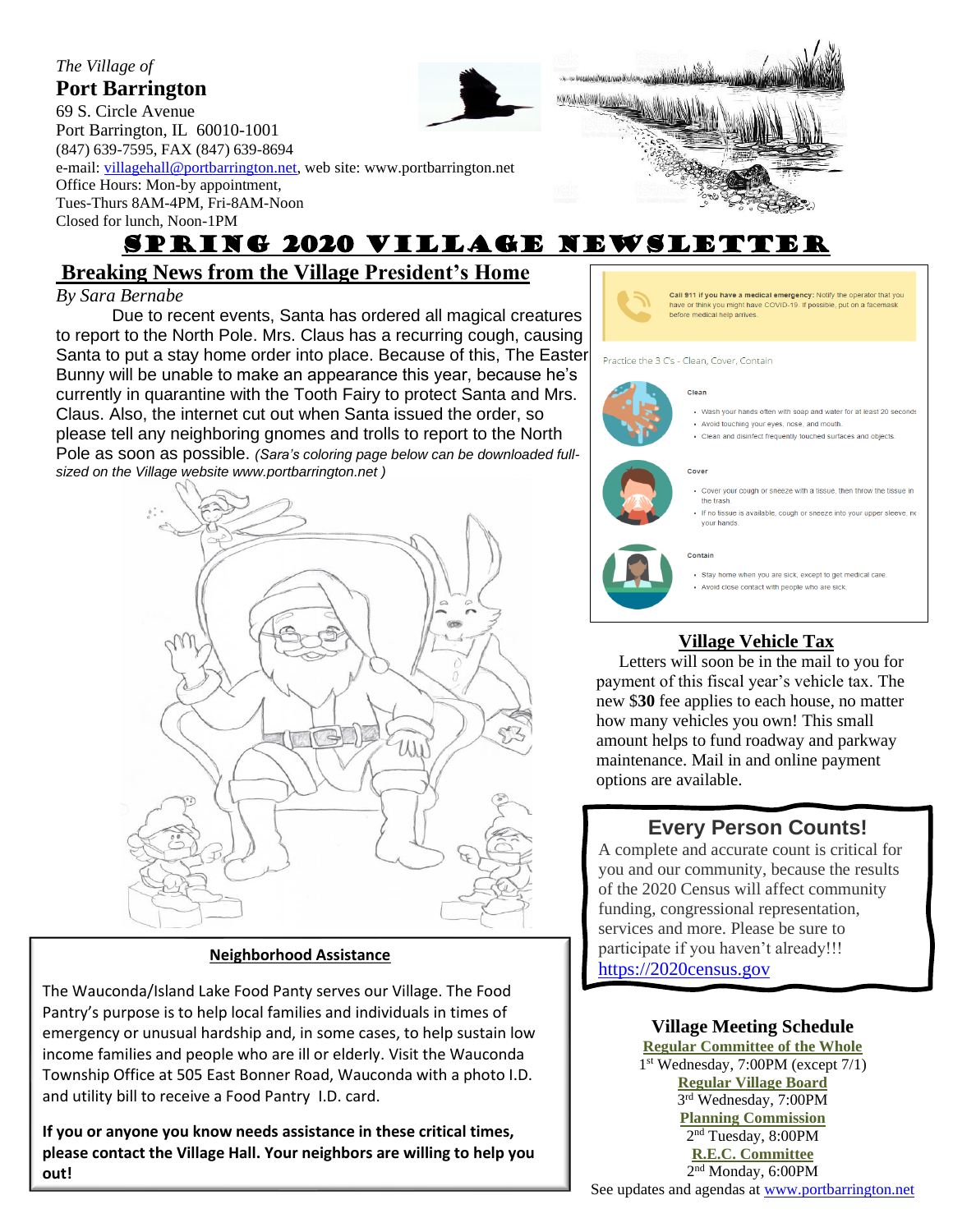*The Village of*

**Port Barrington**

69 S. Circle Avenue
Port Barrington, IL 60010-1001
(847) 639-7595, FAX (847) 639-8694
e-mail: villagehall@portbarrington.net, web site: www.portbarrington.net
Office Hours: Mon-by appointment,
Tues-Thurs 8AM-4PM, Fri-8AM-Noon
Closed for lunch, Noon-1PM

# SPRING 2020 VILLAGE NEWSLETTER

## Breaking News from the Village President's Home

*By Sara Bernabe*

Due to recent events, Santa has ordered all magical creatures to report to the North Pole. Mrs. Claus has a recurring cough, causing Santa to put a stay home order into place. Because of this, The Easter Bunny will be unable to make an appearance this year, because he's currently in quarantine with the Tooth Fairy to protect Santa and Mrs. Claus. Also, the internet cut out when Santa issued the order, so please tell any neighboring gnomes and trolls to report to the North Pole as soon as possible. *(Sara's coloring page below can be downloaded full-sized on the Village website www.portbarrington.net )*

**Call 911 if you have a medical emergency:** Notify the operator that you have or think you might have COVID-19. If possible, put on a facemask before medical help arrives.

Practice the 3 C's - Clean, Cover, Contain

**Clean**

- Wash your hands often with soap and water for at least 20 seconds
- Avoid touching your eyes, nose, and mouth.
- Clean and disinfect frequently touched surfaces and objects.

**Cover**

- Cover your cough or sneeze with a tissue, then throw the tissue in the trash.
- If no tissue is available, cough or sneeze into your upper sleeve, no your hands.

**Contain**

- Stay home when you are sick, except to get medical care.
- Avoid close contact with people who are sick.

## Neighborhood Assistance

The Wauconda/Island Lake Food Panty serves our Village. The Food Pantry's purpose is to help local families and individuals in times of emergency or unusual hardship and, in some cases, to help sustain low income families and people who are ill or elderly. Visit the Wauconda Township Office at 505 East Bonner Road, Wauconda with a photo I.D. and utility bill to receive a Food Pantry I.D. card.

**If you or anyone you know needs assistance in these critical times, please contact the Village Hall. Your neighbors are willing to help you out!**

## Village Vehicle Tax

Letters will soon be in the mail to you for payment of this fiscal year's vehicle tax. The new $**30** fee applies to each house, no matter how many vehicles you own! This small amount helps to fund roadway and parkway maintenance. Mail in and online payment options are available.

## Every Person Counts!

A complete and accurate count is critical for you and our community, because the results of the 2020 Census will affect community funding, congressional representation, services and more. Please be sure to participate if you haven't already!!!
https://2020census.gov

## Village Meeting Schedule

**Regular Committee of the Whole**
1st Wednesday, 7:00PM (except 7/1)

**Regular Village Board**
3rd Wednesday, 7:00PM

**Planning Commission**
2nd Tuesday, 8:00PM

**R.E.C. Committee**
2nd Monday, 6:00PM

See updates and agendas at www.portbarrington.net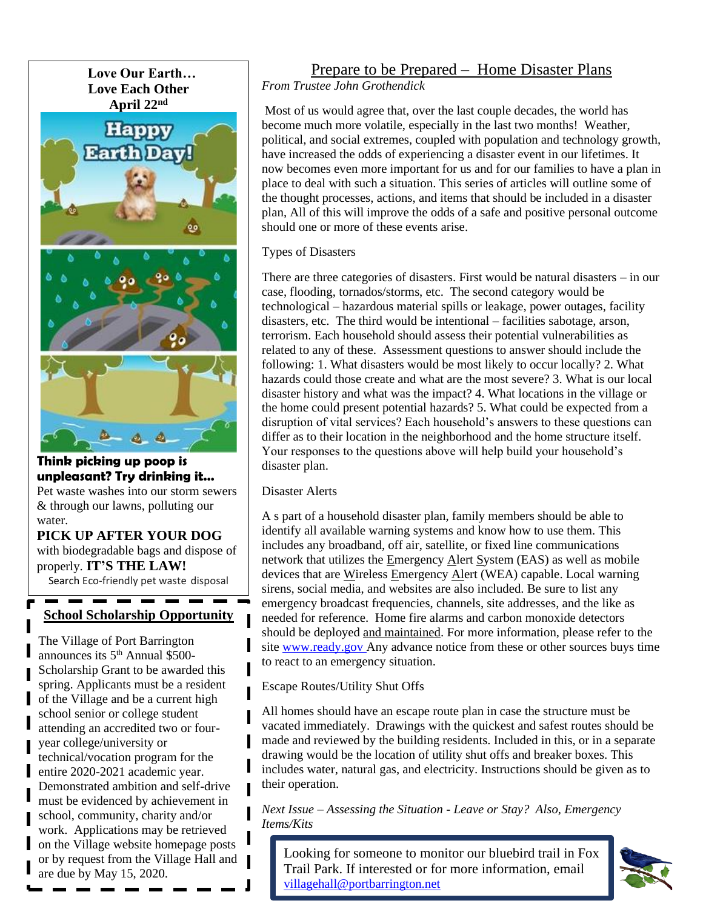**Love Our Earth…**
**Love Each Other**
**April 22nd**

**Think picking up poop is unpleasant? Try drinking it...**
Pet waste washes into our storm sewers & through our lawns, polluting our water.
**PICK UP AFTER YOUR DOG** with biodegradable bags and dispose of properly. **IT'S THE LAW!**
Search Eco-friendly pet waste disposal

## School Scholarship Opportunity

The Village of Port Barrington announces its 5th Annual $500-Scholarship Grant to be awarded this spring. Applicants must be a resident of the Village and be a current high school senior or college student attending an accredited two or four-year college/university or technical/vocation program for the entire 2020-2021 academic year. Demonstrated ambition and self-drive must be evidenced by achievement in school, community, charity and/or work. Applications may be retrieved on the Village website homepage posts or by request from the Village Hall and are due by May 15, 2020.

## Prepare to be Prepared – Home Disaster Plans

*From Trustee John Grothendick*

Most of us would agree that, over the last couple decades, the world has become much more volatile, especially in the last two months! Weather, political, and social extremes, coupled with population and technology growth, have increased the odds of experiencing a disaster event in our lifetimes. It now becomes even more important for us and for our families to have a plan in place to deal with such a situation. This series of articles will outline some of the thought processes, actions, and items that should be included in a disaster plan, All of this will improve the odds of a safe and positive personal outcome should one or more of these events arise.

Types of Disasters

There are three categories of disasters. First would be natural disasters – in our case, flooding, tornados/storms, etc. The second category would be technological – hazardous material spills or leakage, power outages, facility disasters, etc. The third would be intentional – facilities sabotage, arson, terrorism. Each household should assess their potential vulnerabilities as related to any of these. Assessment questions to answer should include the following: 1. What disasters would be most likely to occur locally? 2. What hazards could those create and what are the most severe? 3. What is our local disaster history and what was the impact? 4. What locations in the village or the home could present potential hazards? 5. What could be expected from a disruption of vital services? Each household's answers to these questions can differ as to their location in the neighborhood and the home structure itself. Your responses to the questions above will help build your household's disaster plan.

Disaster Alerts

A s part of a household disaster plan, family members should be able to identify all available warning systems and know how to use them. This includes any broadband, off air, satellite, or fixed line communications network that utilizes the Emergency Alert System (EAS) as well as mobile devices that are Wireless Emergency Alert (WEA) capable. Local warning sirens, social media, and websites are also included. Be sure to list any emergency broadcast frequencies, channels, site addresses, and the like as needed for reference. Home fire alarms and carbon monoxide detectors should be deployed and maintained. For more information, please refer to the site www.ready.gov Any advance notice from these or other sources buys time to react to an emergency situation.

Escape Routes/Utility Shut Offs

All homes should have an escape route plan in case the structure must be vacated immediately. Drawings with the quickest and safest routes should be made and reviewed by the building residents. Included in this, or in a separate drawing would be the location of utility shut offs and breaker boxes. This includes water, natural gas, and electricity. Instructions should be given as to their operation.

*Next Issue – Assessing the Situation - Leave or Stay? Also, Emergency Items/Kits*

Looking for someone to monitor our bluebird trail in Fox Trail Park. If interested or for more information, email villagehall@portbarrington.net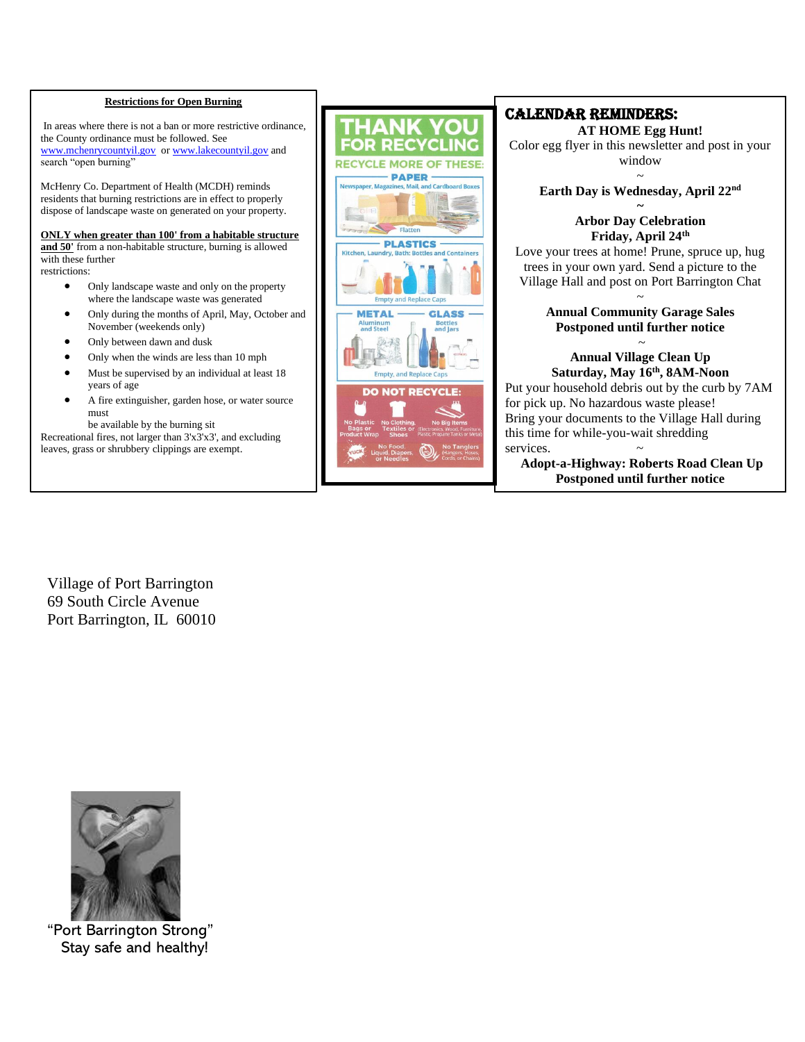### Restrictions for Open Burning

In areas where there is not a ban or more restrictive ordinance, the County ordinance must be followed. See www.mchenrycountyil.gov or www.lakecountyil.gov and search "open burning"

McHenry Co. Department of Health (MCDH) reminds residents that burning restrictions are in effect to properly dispose of landscape waste on generated on your property.

**ONLY when greater than 100' from a habitable structure and 50'** from a non-habitable structure, burning is allowed with these further restrictions:

- Only landscape waste and only on the property where the landscape waste was generated
- Only during the months of April, May, October and November (weekends only)
- Only between dawn and dusk
- Only when the winds are less than 10 mph
- Must be supervised by an individual at least 18 years of age
- A fire extinguisher, garden hose, or water source must be available by the burning sit

Recreational fires, not larger than 3'x3'x3', and excluding leaves, grass or shrubbery clippings are exempt.

## THANK YOU FOR RECYCLING

RECYCLE MORE OF THESE:

**PAPER** – Newspaper, Magazines, Mail, and Cardboard Boxes – Flatten

**PLASTICS** – Kitchen, Laundry, Bath: Bottles and Containers – Empty and Replace Caps

**METAL** – Aluminum and Steel

**GLASS** – Bottles and Jars

Empty, and Replace Caps

**DO NOT RECYCLE:**

- No Plastic Bags or Product Wrap
- No Clothing, Textiles or Shoes
- No Big Items (Electronics, Wood, Furniture, Plastic Propane Tanks or Metal)
- No Food, Liquid, Diapers, or Needles
- No Tanglers (Hangers, Hoses, Cords, or Chains)

## CALENDAR REMINDERS:

**AT HOME Egg Hunt!**

Color egg flyer in this newsletter and post in your window

~

**Earth Day is Wednesday, April 22nd**

~

**Arbor Day Celebration**
**Friday, April 24th**

Love your trees at home! Prune, spruce up, hug trees in your own yard. Send a picture to the Village Hall and post on Port Barrington Chat

~

**Annual Community Garage Sales**
**Postponed until further notice**

~

**Annual Village Clean Up**
**Saturday, May 16th, 8AM-Noon**

Put your household debris out by the curb by 7AM for pick up. No hazardous waste please!
Bring your documents to the Village Hall during this time for while-you-wait shredding services.

~

**Adopt-a-Highway: Roberts Road Clean Up**
**Postponed until further notice**

Village of Port Barrington
69 South Circle Avenue
Port Barrington, IL 60010

"Port Barrington Strong"
Stay safe and healthy!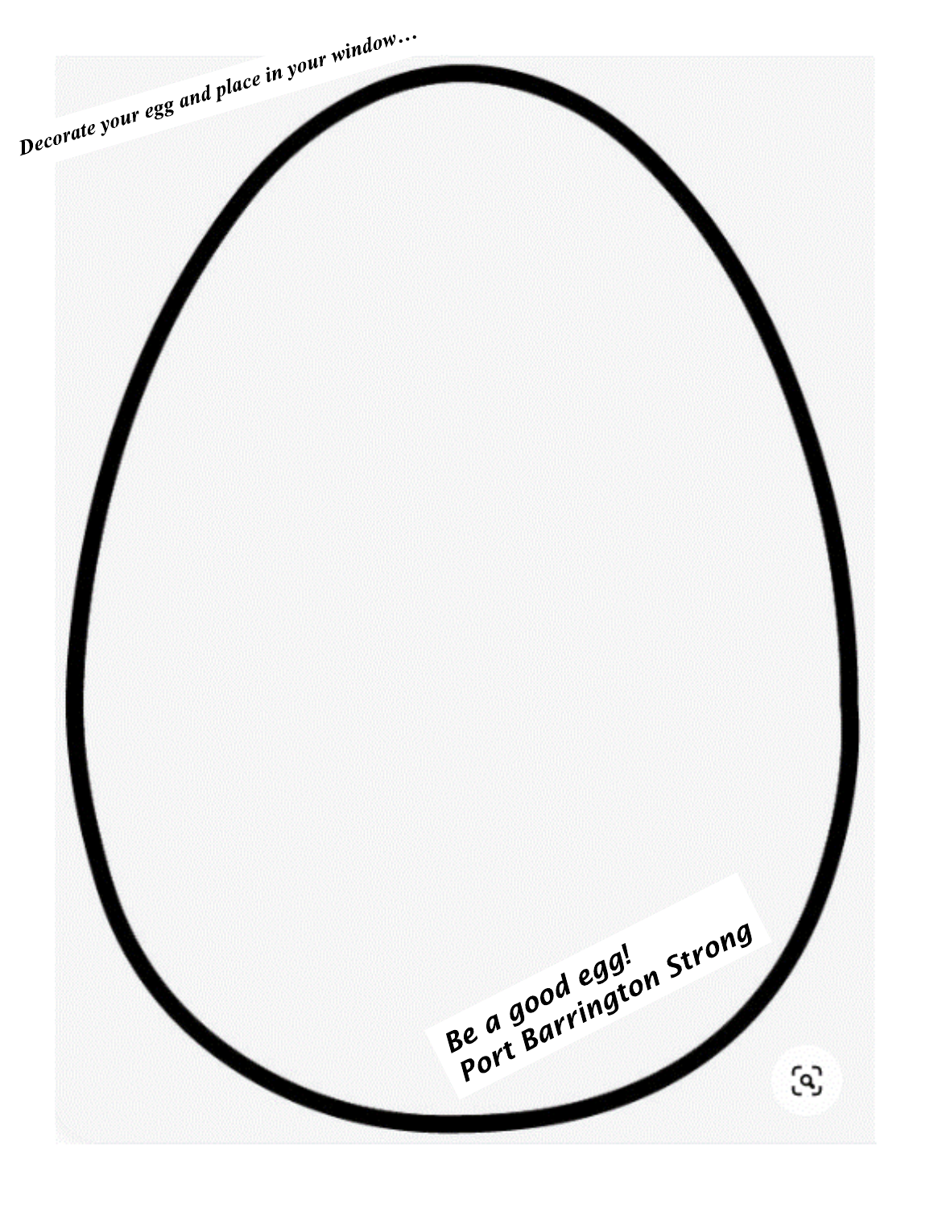*Decorate your egg and place in your window…*

**Be a good egg!**
**Port Barrington Strong**